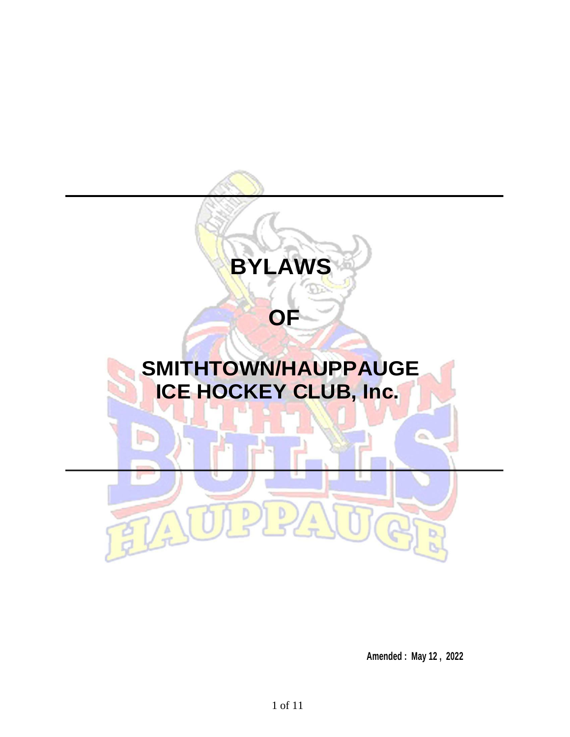# BYLAWS

# OF

# SMITHTOWN/HAUPPAUGE ICE HOCKEY CLUB, Inc.

**Amended : May 12 , 2022**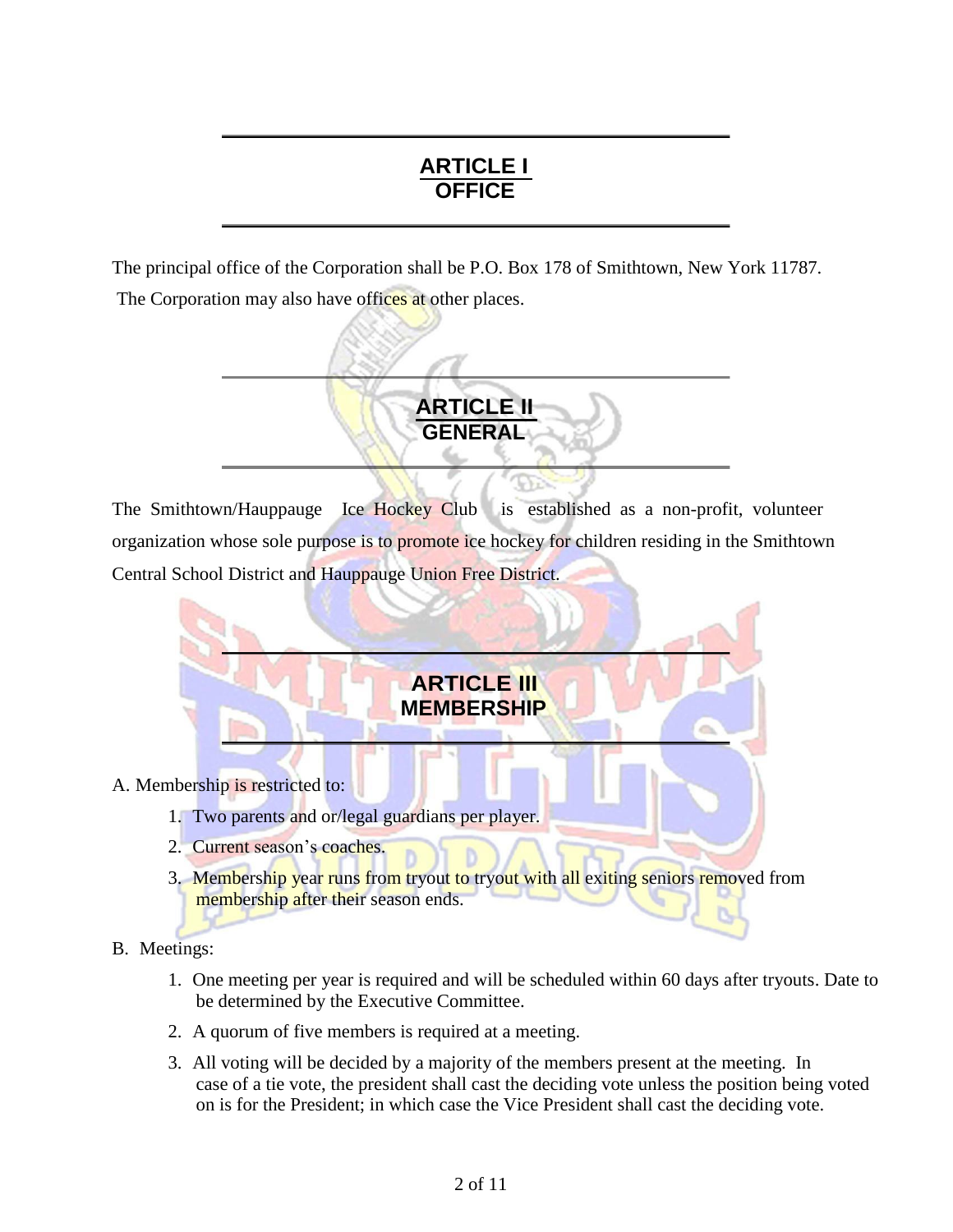## ARTICLE I
## OFFICE

The principal office of the Corporation shall be P.O. Box 178 of Smithtown, New York 11787. The Corporation may also have offices at other places.

## ARTICLE II
## GENERAL

The Smithtown/Hauppauge Ice Hockey Club is established as a non-profit, volunteer organization whose sole purpose is to promote ice hockey for children residing in the Smithtown Central School District and Hauppauge Union Free District.

## ARTICLE III
## MEMBERSHIP

A. Membership is restricted to:

1. Two parents and or/legal guardians per player.
2. Current season's coaches.
3. Membership year runs from tryout to tryout with all exiting seniors removed from membership after their season ends.

B. Meetings:

1. One meeting per year is required and will be scheduled within 60 days after tryouts. Date to be determined by the Executive Committee.
2. A quorum of five members is required at a meeting.
3. All voting will be decided by a majority of the members present at the meeting. In case of a tie vote, the president shall cast the deciding vote unless the position being voted on is for the President; in which case the Vice President shall cast the deciding vote.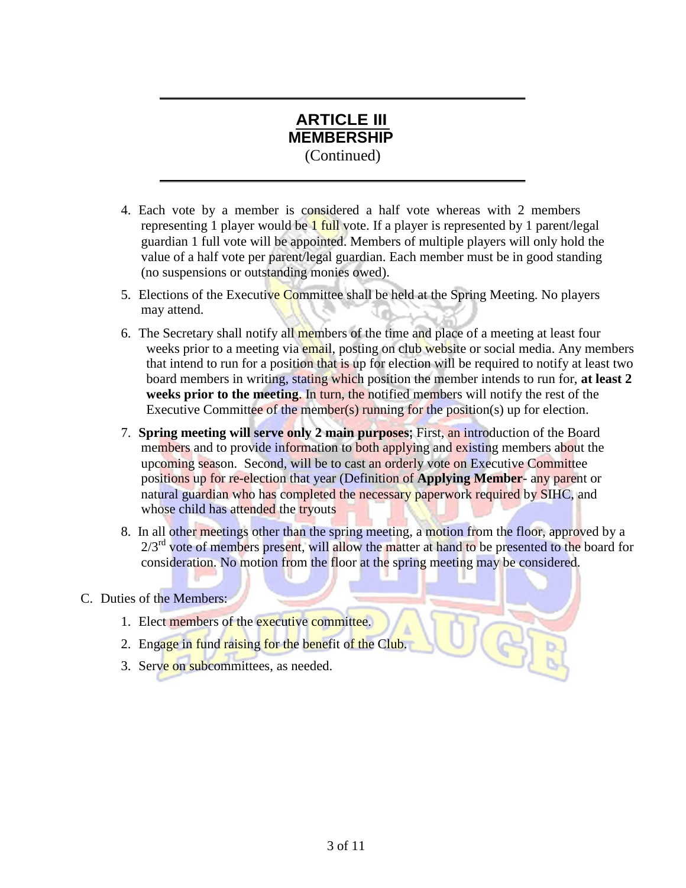## ARTICLE III
## MEMBERSHIP
(Continued)

4. Each vote by a member is considered a half vote whereas with 2 members representing 1 player would be 1 full vote. If a player is represented by 1 parent/legal guardian 1 full vote will be appointed. Members of multiple players will only hold the value of a half vote per parent/legal guardian. Each member must be in good standing (no suspensions or outstanding monies owed).
5. Elections of the Executive Committee shall be held at the Spring Meeting. No players may attend.
6. The Secretary shall notify all members of the time and place of a meeting at least four weeks prior to a meeting via email, posting on club website or social media. Any members that intend to run for a position that is up for election will be required to notify at least two board members in writing, stating which position the member intends to run for, **at least 2 weeks prior to the meeting**. In turn, the notified members will notify the rest of the Executive Committee of the member(s) running for the position(s) up for election.
7. **Spring meeting will serve only 2 main purposes**; First, an introduction of the Board members and to provide information to both applying and existing members about the upcoming season. Second, will be to cast an orderly vote on Executive Committee positions up for re-election that year (Definition of **Applying Member**- any parent or natural guardian who has completed the necessary paperwork required by SIHC, and whose child has attended the tryouts
8. In all other meetings other than the spring meeting, a motion from the floor, approved by a 2/3rd vote of members present, will allow the matter at hand to be presented to the board for consideration. No motion from the floor at the spring meeting may be considered.

C. Duties of the Members:

1. Elect members of the executive committee.
2. Engage in fund raising for the benefit of the Club.
3. Serve on subcommittees, as needed.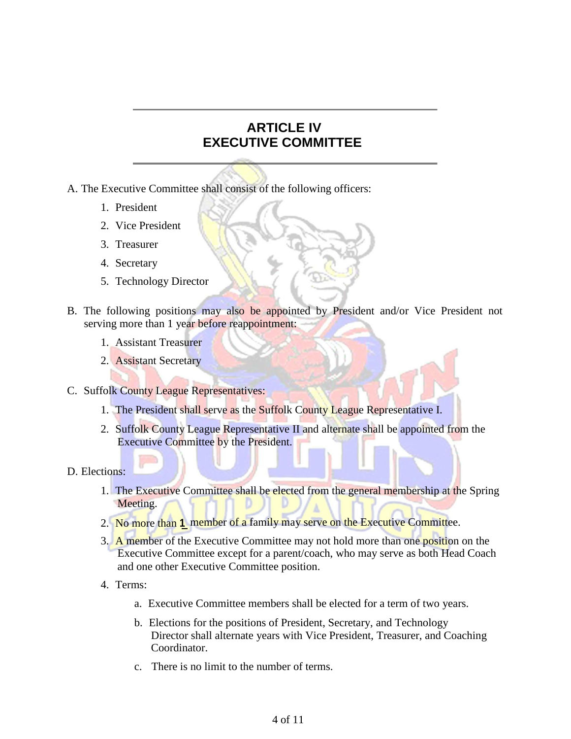# ARTICLE IV
# EXECUTIVE COMMITTEE

A. The Executive Committee shall consist of the following officers:

1. President
2. Vice President
3. Treasurer
4. Secretary
5. Technology Director

B. The following positions may also be appointed by President and/or Vice President not serving more than 1 year before reappointment:

1. Assistant Treasurer
2. Assistant Secretary

C. Suffolk County League Representatives:

1. The President shall serve as the Suffolk County League Representative I.
2. Suffolk County League Representative II and alternate shall be appointed from the Executive Committee by the President.

D. Elections:

1. The Executive Committee shall be elected from the general membership at the Spring Meeting.
2. No more than **1** member of a family may serve on the Executive Committee.
3. A member of the Executive Committee may not hold more than one position on the Executive Committee except for a parent/coach, who may serve as both Head Coach and one other Executive Committee position.
4. Terms:
   a. Executive Committee members shall be elected for a term of two years.
   b. Elections for the positions of President, Secretary, and Technology Director shall alternate years with Vice President, Treasurer, and Coaching Coordinator.
   c. There is no limit to the number of terms.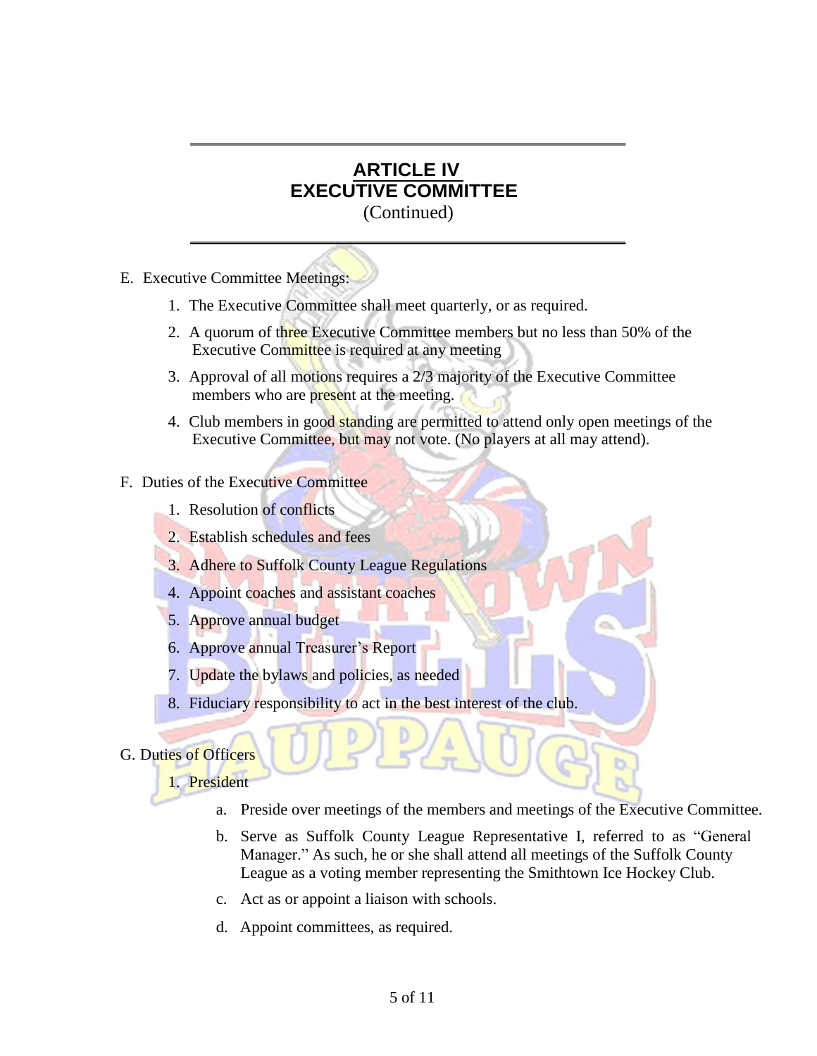## ARTICLE IV
## EXECUTIVE COMMITTEE
(Continued)

E. Executive Committee Meetings:

1. The Executive Committee shall meet quarterly, or as required.
2. A quorum of three Executive Committee members but no less than 50% of the Executive Committee is required at any meeting
3. Approval of all motions requires a 2/3 majority of the Executive Committee members who are present at the meeting.
4. Club members in good standing are permitted to attend only open meetings of the Executive Committee, but may not vote. (No players at all may attend).

F. Duties of the Executive Committee

1. Resolution of conflicts
2. Establish schedules and fees
3. Adhere to Suffolk County League Regulations
4. Appoint coaches and assistant coaches
5. Approve annual budget
6. Approve annual Treasurer's Report
7. Update the bylaws and policies, as needed
8. Fiduciary responsibility to act in the best interest of the club.

G. Duties of Officers

1. President
   a. Preside over meetings of the members and meetings of the Executive Committee.
   b. Serve as Suffolk County League Representative I, referred to as "General Manager." As such, he or she shall attend all meetings of the Suffolk County League as a voting member representing the Smithtown Ice Hockey Club.
   c. Act as or appoint a liaison with schools.
   d. Appoint committees, as required.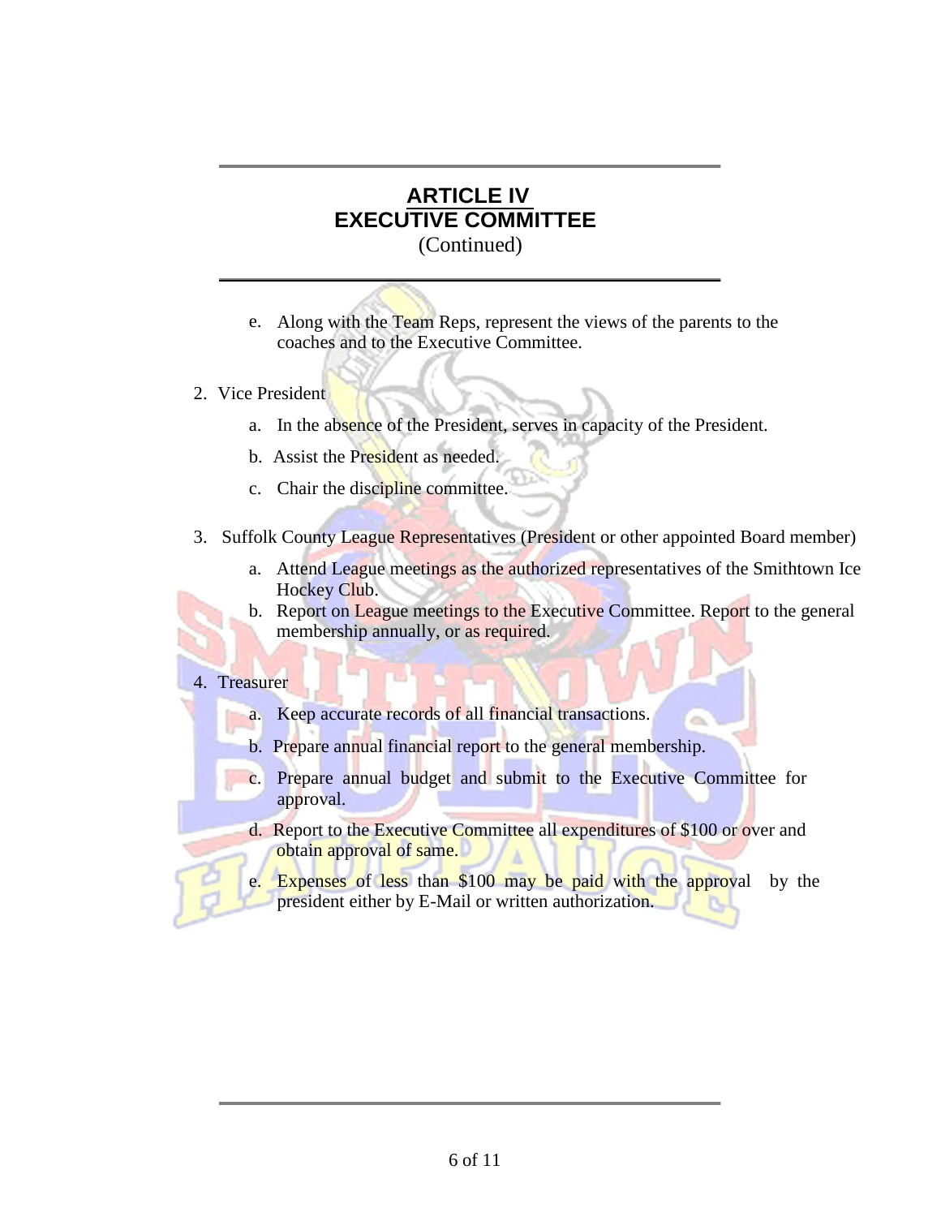## ARTICLE IV
## EXECUTIVE COMMITTEE
(Continued)

   e. Along with the Team Reps, represent the views of the parents to the coaches and to the Executive Committee.

2. Vice President

   a. In the absence of the President, serves in capacity of the President.

   b. Assist the President as needed.

   c. Chair the discipline committee.

3. Suffolk County League Representatives (President or other appointed Board member)

   a. Attend League meetings as the authorized representatives of the Smithtown Ice Hockey Club.

   b. Report on League meetings to the Executive Committee. Report to the general membership annually, or as required.

4. Treasurer

   a. Keep accurate records of all financial transactions.

   b. Prepare annual financial report to the general membership.

   c. Prepare annual budget and submit to the Executive Committee for approval.

   d. Report to the Executive Committee all expenditures of $100 or over and obtain approval of same.

   e. Expenses of less than $100 may be paid with the approval by the president either by E-Mail or written authorization.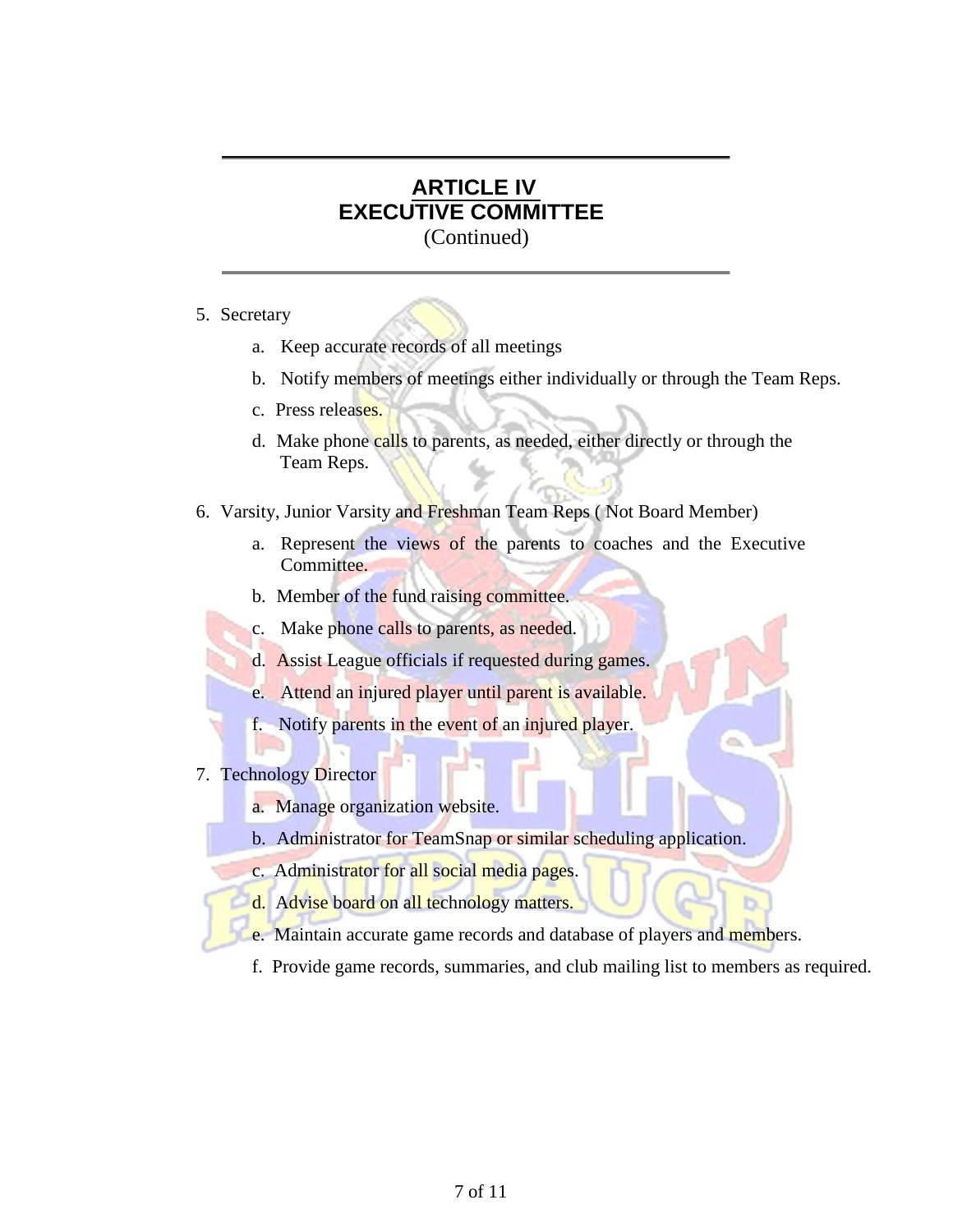## ARTICLE IV
## EXECUTIVE COMMITTEE
(Continued)

5. Secretary
   a. Keep accurate records of all meetings
   b. Notify members of meetings either individually or through the Team Reps.
   c. Press releases.
   d. Make phone calls to parents, as needed, either directly or through the Team Reps.

6. Varsity, Junior Varsity and Freshman Team Reps ( Not Board Member)
   a. Represent the views of the parents to coaches and the Executive Committee.
   b. Member of the fund raising committee.
   c. Make phone calls to parents, as needed.
   d. Assist League officials if requested during games.
   e. Attend an injured player until parent is available.
   f. Notify parents in the event of an injured player.

7. Technology Director
   a. Manage organization website.
   b. Administrator for TeamSnap or similar scheduling application.
   c. Administrator for all social media pages.
   d. Advise board on all technology matters.
   e. Maintain accurate game records and database of players and members.
   f. Provide game records, summaries, and club mailing list to members as required.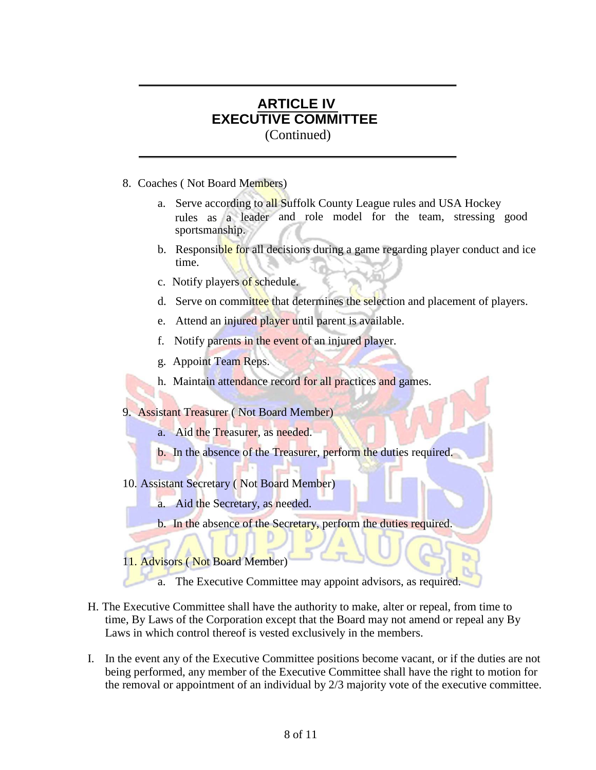# ARTICLE IV
# EXECUTIVE COMMITTEE
(Continued)

8. Coaches ( Not Board Members)

   a. Serve according to all Suffolk County League rules and USA Hockey rules as a leader and role model for the team, stressing good sportsmanship.

   b. Responsible for all decisions during a game regarding player conduct and ice time.

   c. Notify players of schedule.

   d. Serve on committee that determines the selection and placement of players.

   e. Attend an injured player until parent is available.

   f. Notify parents in the event of an injured player.

   g. Appoint Team Reps.

   h. Maintain attendance record for all practices and games.

9. Assistant Treasurer ( Not Board Member)

   a. Aid the Treasurer, as needed.

   b. In the absence of the Treasurer, perform the duties required.

10. Assistant Secretary ( Not Board Member)

    a. Aid the Secretary, as needed.

    b. In the absence of the Secretary, perform the duties required.

11. Advisors ( Not Board Member)

    a. The Executive Committee may appoint advisors, as required.

H. The Executive Committee shall have the authority to make, alter or repeal, from time to time, By Laws of the Corporation except that the Board may not amend or repeal any By Laws in which control thereof is vested exclusively in the members.

I. In the event any of the Executive Committee positions become vacant, or if the duties are not being performed, any member of the Executive Committee shall have the right to motion for the removal or appointment of an individual by 2/3 majority vote of the executive committee.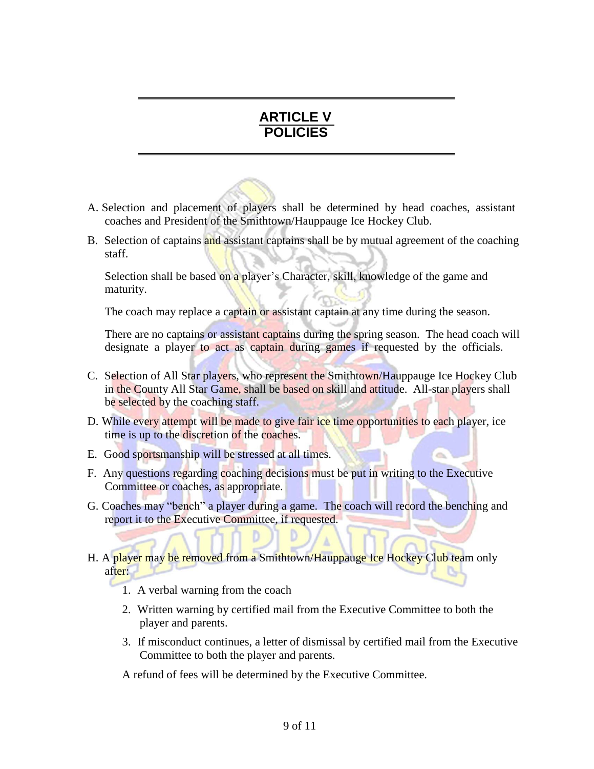# ARTICLE V
# POLICIES

A. Selection and placement of players shall be determined by head coaches, assistant coaches and President of the Smithtown/Hauppauge Ice Hockey Club.

B. Selection of captains and assistant captains shall be by mutual agreement of the coaching staff.

   Selection shall be based on a player's Character, skill, knowledge of the game and maturity.

   The coach may replace a captain or assistant captain at any time during the season.

   There are no captains or assistant captains during the spring season. The head coach will designate a player to act as captain during games if requested by the officials.

C. Selection of All Star players, who represent the Smithtown/Hauppauge Ice Hockey Club in the County All Star Game, shall be based on skill and attitude. All-star players shall be selected by the coaching staff.

D. While every attempt will be made to give fair ice time opportunities to each player, ice time is up to the discretion of the coaches.

E. Good sportsmanship will be stressed at all times.

F. Any questions regarding coaching decisions must be put in writing to the Executive Committee or coaches, as appropriate.

G. Coaches may "bench" a player during a game. The coach will record the benching and report it to the Executive Committee, if requested.

H. A player may be removed from a Smithtown/Hauppauge Ice Hockey Club team only after:

   1. A verbal warning from the coach
   2. Written warning by certified mail from the Executive Committee to both the player and parents.
   3. If misconduct continues, a letter of dismissal by certified mail from the Executive Committee to both the player and parents.

   A refund of fees will be determined by the Executive Committee.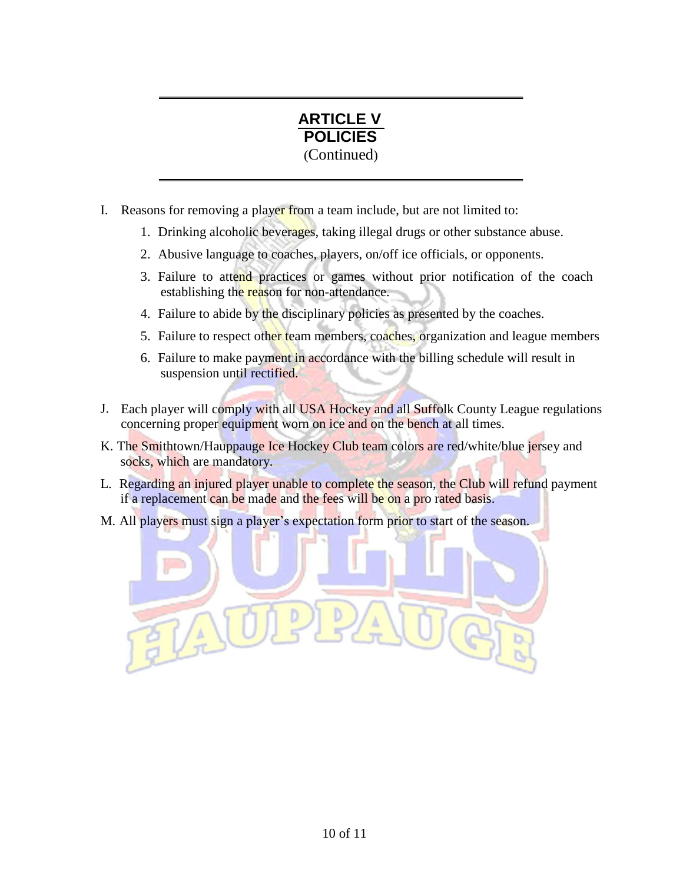## ARTICLE V
## POLICIES
(Continued)

I. Reasons for removing a player from a team include, but are not limited to:

   1. Drinking alcoholic beverages, taking illegal drugs or other substance abuse.
   2. Abusive language to coaches, players, on/off ice officials, or opponents.
   3. Failure to attend practices or games without prior notification of the coach establishing the reason for non-attendance.
   4. Failure to abide by the disciplinary policies as presented by the coaches.
   5. Failure to respect other team members, coaches, organization and league members
   6. Failure to make payment in accordance with the billing schedule will result in suspension until rectified.

J. Each player will comply with all USA Hockey and all Suffolk County League regulations concerning proper equipment worn on ice and on the bench at all times.

K. The Smithtown/Hauppauge Ice Hockey Club team colors are red/white/blue jersey and socks, which are mandatory.

L. Regarding an injured player unable to complete the season, the Club will refund payment if a replacement can be made and the fees will be on a pro rated basis.

M. All players must sign a player's expectation form prior to start of the season.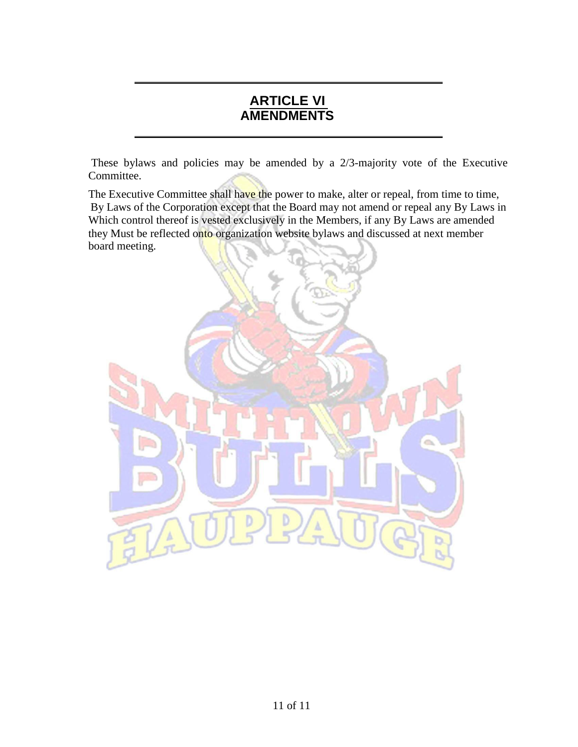## ARTICLE VI
## AMENDMENTS

These bylaws and policies may be amended by a 2/3-majority vote of the Executive Committee.

The Executive Committee shall have the power to make, alter or repeal, from time to time, By Laws of the Corporation except that the Board may not amend or repeal any By Laws in Which control thereof is vested exclusively in the Members, if any By Laws are amended they Must be reflected onto organization website bylaws and discussed at next member board meeting.